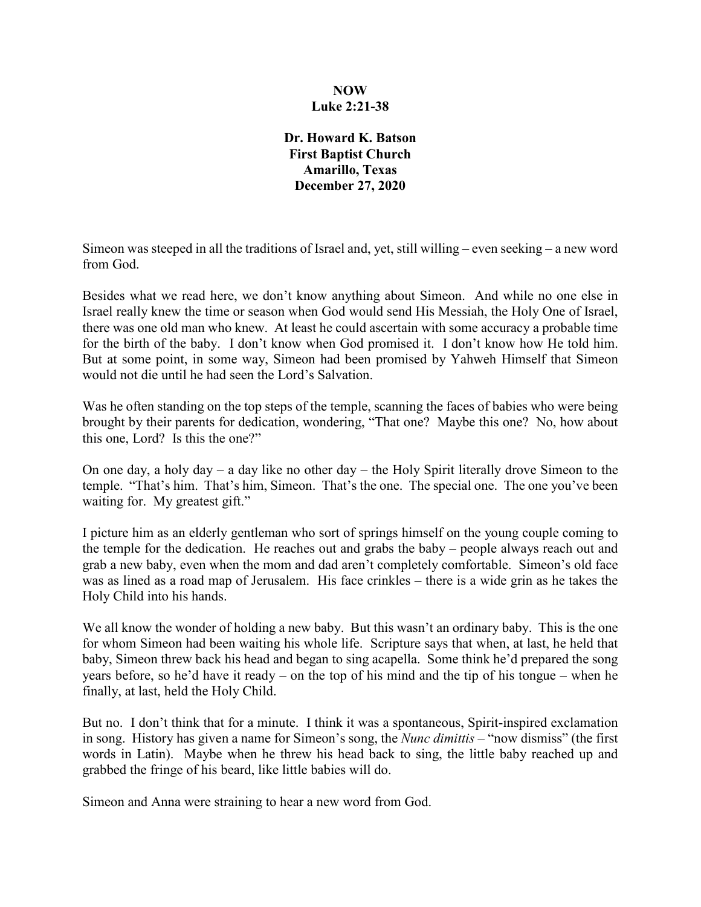# NOW
## Luke 2:21-38

**Dr. Howard K. Batson**
**First Baptist Church**
**Amarillo, Texas**
**December 27, 2020**

Simeon was steeped in all the traditions of Israel and, yet, still willing – even seeking – a new word from God.

Besides what we read here, we don't know anything about Simeon. And while no one else in Israel really knew the time or season when God would send His Messiah, the Holy One of Israel, there was one old man who knew. At least he could ascertain with some accuracy a probable time for the birth of the baby. I don't know when God promised it. I don't know how He told him. But at some point, in some way, Simeon had been promised by Yahweh Himself that Simeon would not die until he had seen the Lord's Salvation.

Was he often standing on the top steps of the temple, scanning the faces of babies who were being brought by their parents for dedication, wondering, "That one? Maybe this one? No, how about this one, Lord? Is this the one?"

On one day, a holy day – a day like no other day – the Holy Spirit literally drove Simeon to the temple. "That's him. That's him, Simeon. That's the one. The special one. The one you've been waiting for. My greatest gift."

I picture him as an elderly gentleman who sort of springs himself on the young couple coming to the temple for the dedication. He reaches out and grabs the baby – people always reach out and grab a new baby, even when the mom and dad aren't completely comfortable. Simeon's old face was as lined as a road map of Jerusalem. His face crinkles – there is a wide grin as he takes the Holy Child into his hands.

We all know the wonder of holding a new baby. But this wasn't an ordinary baby. This is the one for whom Simeon had been waiting his whole life. Scripture says that when, at last, he held that baby, Simeon threw back his head and began to sing acapella. Some think he'd prepared the song years before, so he'd have it ready – on the top of his mind and the tip of his tongue – when he finally, at last, held the Holy Child.

But no. I don't think that for a minute. I think it was a spontaneous, Spirit-inspired exclamation in song. History has given a name for Simeon's song, the *Nunc dimittis* – "now dismiss" (the first words in Latin). Maybe when he threw his head back to sing, the little baby reached up and grabbed the fringe of his beard, like little babies will do.

Simeon and Anna were straining to hear a new word from God.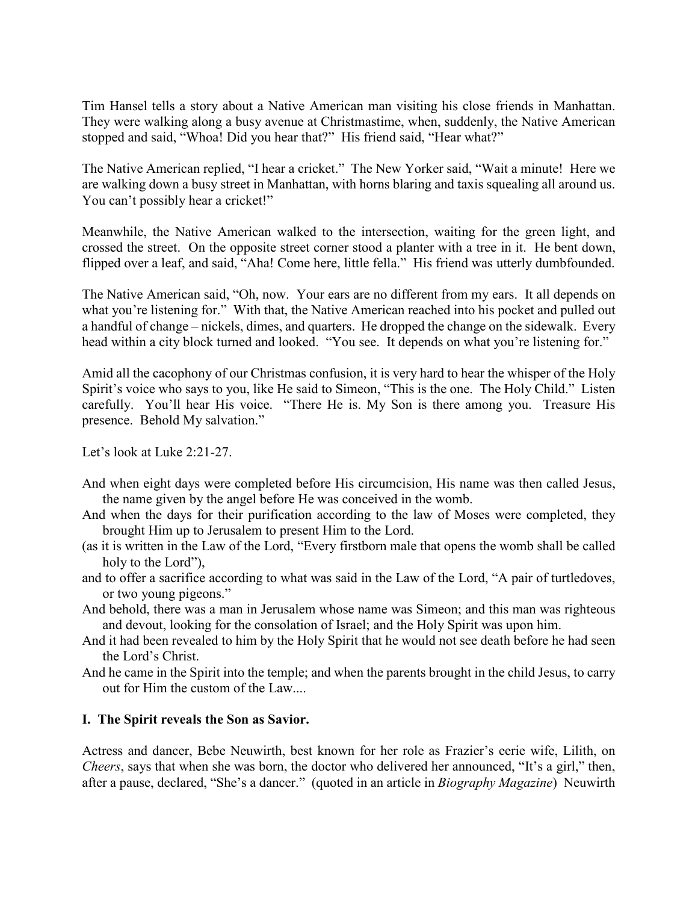Tim Hansel tells a story about a Native American man visiting his close friends in Manhattan. They were walking along a busy avenue at Christmastime, when, suddenly, the Native American stopped and said, "Whoa! Did you hear that?" His friend said, "Hear what?"

The Native American replied, "I hear a cricket." The New Yorker said, "Wait a minute! Here we are walking down a busy street in Manhattan, with horns blaring and taxis squealing all around us. You can't possibly hear a cricket!"

Meanwhile, the Native American walked to the intersection, waiting for the green light, and crossed the street. On the opposite street corner stood a planter with a tree in it. He bent down, flipped over a leaf, and said, "Aha! Come here, little fella." His friend was utterly dumbfounded.

The Native American said, "Oh, now. Your ears are no different from my ears. It all depends on what you're listening for." With that, the Native American reached into his pocket and pulled out a handful of change – nickels, dimes, and quarters. He dropped the change on the sidewalk. Every head within a city block turned and looked. "You see. It depends on what you're listening for."

Amid all the cacophony of our Christmas confusion, it is very hard to hear the whisper of the Holy Spirit's voice who says to you, like He said to Simeon, "This is the one. The Holy Child." Listen carefully. You'll hear His voice. "There He is. My Son is there among you. Treasure His presence. Behold My salvation."

Let's look at Luke 2:21-27.

And when eight days were completed before His circumcision, His name was then called Jesus, the name given by the angel before He was conceived in the womb.

And when the days for their purification according to the law of Moses were completed, they brought Him up to Jerusalem to present Him to the Lord.

(as it is written in the Law of the Lord, "Every firstborn male that opens the womb shall be called holy to the Lord"),

and to offer a sacrifice according to what was said in the Law of the Lord, "A pair of turtledoves, or two young pigeons."

And behold, there was a man in Jerusalem whose name was Simeon; and this man was righteous and devout, looking for the consolation of Israel; and the Holy Spirit was upon him.

And it had been revealed to him by the Holy Spirit that he would not see death before he had seen the Lord's Christ.

And he came in the Spirit into the temple; and when the parents brought in the child Jesus, to carry out for Him the custom of the Law....

**I. The Spirit reveals the Son as Savior.**

Actress and dancer, Bebe Neuwirth, best known for her role as Frazier's eerie wife, Lilith, on *Cheers*, says that when she was born, the doctor who delivered her announced, "It's a girl," then, after a pause, declared, "She's a dancer." (quoted in an article in *Biography Magazine*) Neuwirth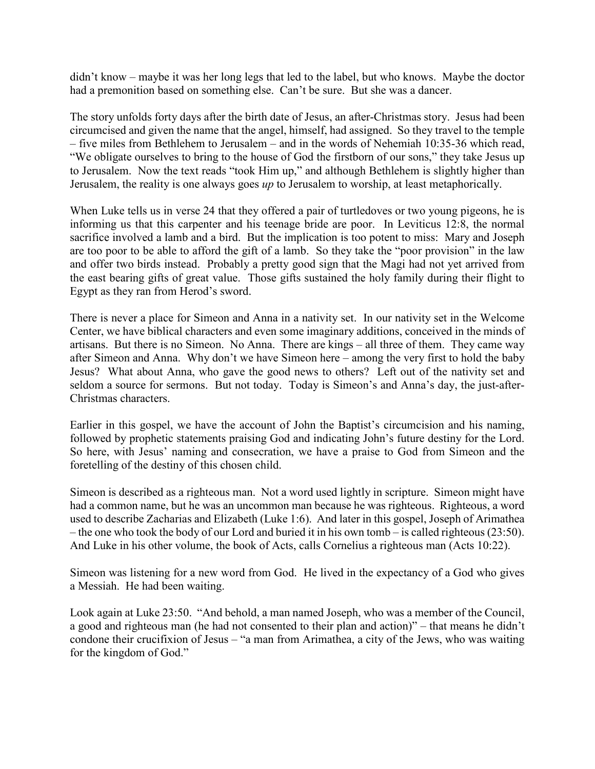didn't know – maybe it was her long legs that led to the label, but who knows. Maybe the doctor had a premonition based on something else. Can't be sure. But she was a dancer.

The story unfolds forty days after the birth date of Jesus, an after-Christmas story. Jesus had been circumcised and given the name that the angel, himself, had assigned. So they travel to the temple – five miles from Bethlehem to Jerusalem – and in the words of Nehemiah 10:35-36 which read, "We obligate ourselves to bring to the house of God the firstborn of our sons," they take Jesus up to Jerusalem. Now the text reads "took Him up," and although Bethlehem is slightly higher than Jerusalem, the reality is one always goes *up* to Jerusalem to worship, at least metaphorically.

When Luke tells us in verse 24 that they offered a pair of turtledoves or two young pigeons, he is informing us that this carpenter and his teenage bride are poor. In Leviticus 12:8, the normal sacrifice involved a lamb and a bird. But the implication is too potent to miss: Mary and Joseph are too poor to be able to afford the gift of a lamb. So they take the "poor provision" in the law and offer two birds instead. Probably a pretty good sign that the Magi had not yet arrived from the east bearing gifts of great value. Those gifts sustained the holy family during their flight to Egypt as they ran from Herod's sword.

There is never a place for Simeon and Anna in a nativity set. In our nativity set in the Welcome Center, we have biblical characters and even some imaginary additions, conceived in the minds of artisans. But there is no Simeon. No Anna. There are kings – all three of them. They came way after Simeon and Anna. Why don't we have Simeon here – among the very first to hold the baby Jesus? What about Anna, who gave the good news to others? Left out of the nativity set and seldom a source for sermons. But not today. Today is Simeon's and Anna's day, the just-after-Christmas characters.

Earlier in this gospel, we have the account of John the Baptist's circumcision and his naming, followed by prophetic statements praising God and indicating John's future destiny for the Lord. So here, with Jesus' naming and consecration, we have a praise to God from Simeon and the foretelling of the destiny of this chosen child.

Simeon is described as a righteous man. Not a word used lightly in scripture. Simeon might have had a common name, but he was an uncommon man because he was righteous. Righteous, a word used to describe Zacharias and Elizabeth (Luke 1:6). And later in this gospel, Joseph of Arimathea – the one who took the body of our Lord and buried it in his own tomb – is called righteous (23:50). And Luke in his other volume, the book of Acts, calls Cornelius a righteous man (Acts 10:22).

Simeon was listening for a new word from God. He lived in the expectancy of a God who gives a Messiah. He had been waiting.

Look again at Luke 23:50. "And behold, a man named Joseph, who was a member of the Council, a good and righteous man (he had not consented to their plan and action)" – that means he didn't condone their crucifixion of Jesus – "a man from Arimathea, a city of the Jews, who was waiting for the kingdom of God."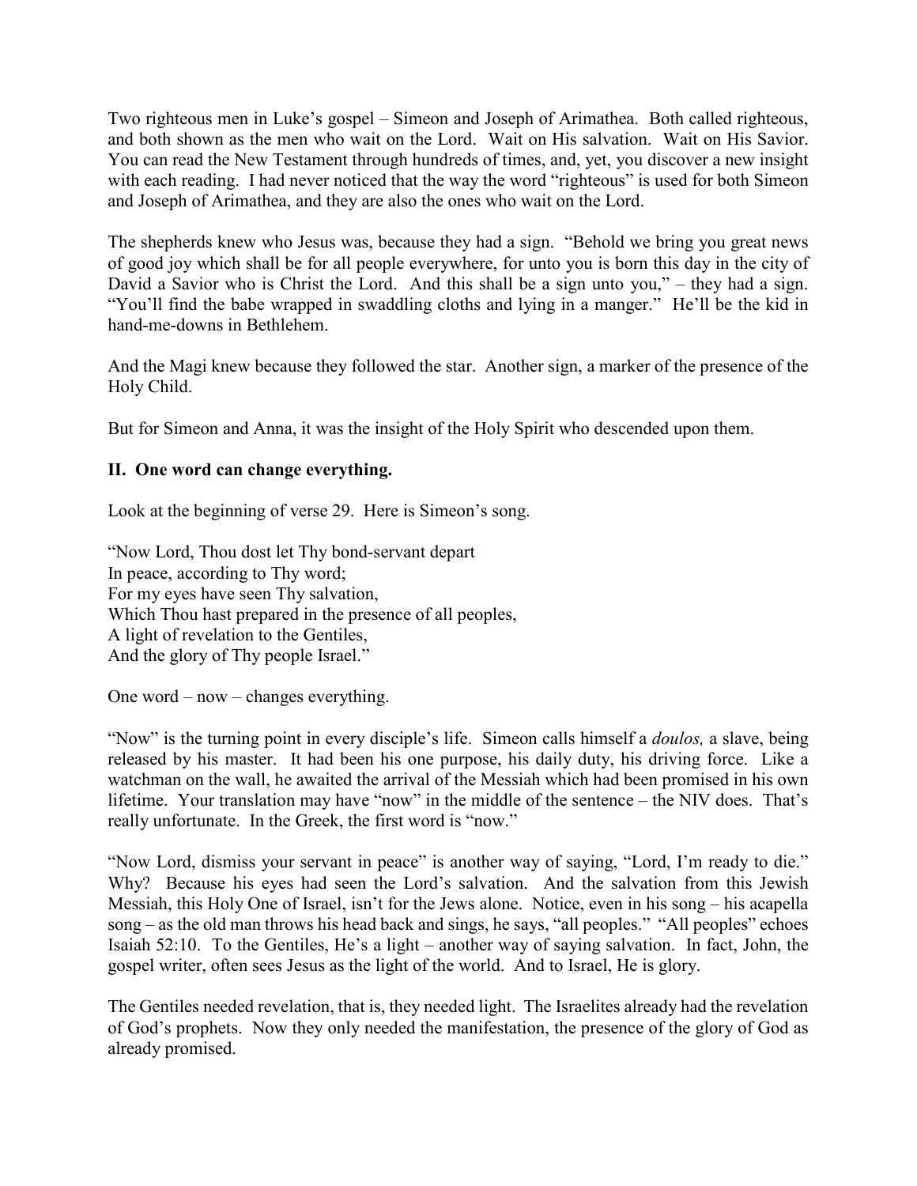Two righteous men in Luke's gospel – Simeon and Joseph of Arimathea. Both called righteous, and both shown as the men who wait on the Lord. Wait on His salvation. Wait on His Savior. You can read the New Testament through hundreds of times, and, yet, you discover a new insight with each reading. I had never noticed that the way the word "righteous" is used for both Simeon and Joseph of Arimathea, and they are also the ones who wait on the Lord.

The shepherds knew who Jesus was, because they had a sign. "Behold we bring you great news of good joy which shall be for all people everywhere, for unto you is born this day in the city of David a Savior who is Christ the Lord. And this shall be a sign unto you," – they had a sign. "You'll find the babe wrapped in swaddling cloths and lying in a manger." He'll be the kid in hand-me-downs in Bethlehem.

And the Magi knew because they followed the star. Another sign, a marker of the presence of the Holy Child.

But for Simeon and Anna, it was the insight of the Holy Spirit who descended upon them.

**II. One word can change everything.**

Look at the beginning of verse 29. Here is Simeon's song.

"Now Lord, Thou dost let Thy bond-servant depart  
In peace, according to Thy word;  
For my eyes have seen Thy salvation,  
Which Thou hast prepared in the presence of all peoples,  
A light of revelation to the Gentiles,  
And the glory of Thy people Israel."

One word – now – changes everything.

"Now" is the turning point in every disciple's life. Simeon calls himself a *doulos,* a slave, being released by his master. It had been his one purpose, his daily duty, his driving force. Like a watchman on the wall, he awaited the arrival of the Messiah which had been promised in his own lifetime. Your translation may have "now" in the middle of the sentence – the NIV does. That's really unfortunate. In the Greek, the first word is "now."

"Now Lord, dismiss your servant in peace" is another way of saying, "Lord, I'm ready to die." Why? Because his eyes had seen the Lord's salvation. And the salvation from this Jewish Messiah, this Holy One of Israel, isn't for the Jews alone. Notice, even in his song – his acapella song – as the old man throws his head back and sings, he says, "all peoples." "All peoples" echoes Isaiah 52:10. To the Gentiles, He's a light – another way of saying salvation. In fact, John, the gospel writer, often sees Jesus as the light of the world. And to Israel, He is glory.

The Gentiles needed revelation, that is, they needed light. The Israelites already had the revelation of God's prophets. Now they only needed the manifestation, the presence of the glory of God as already promised.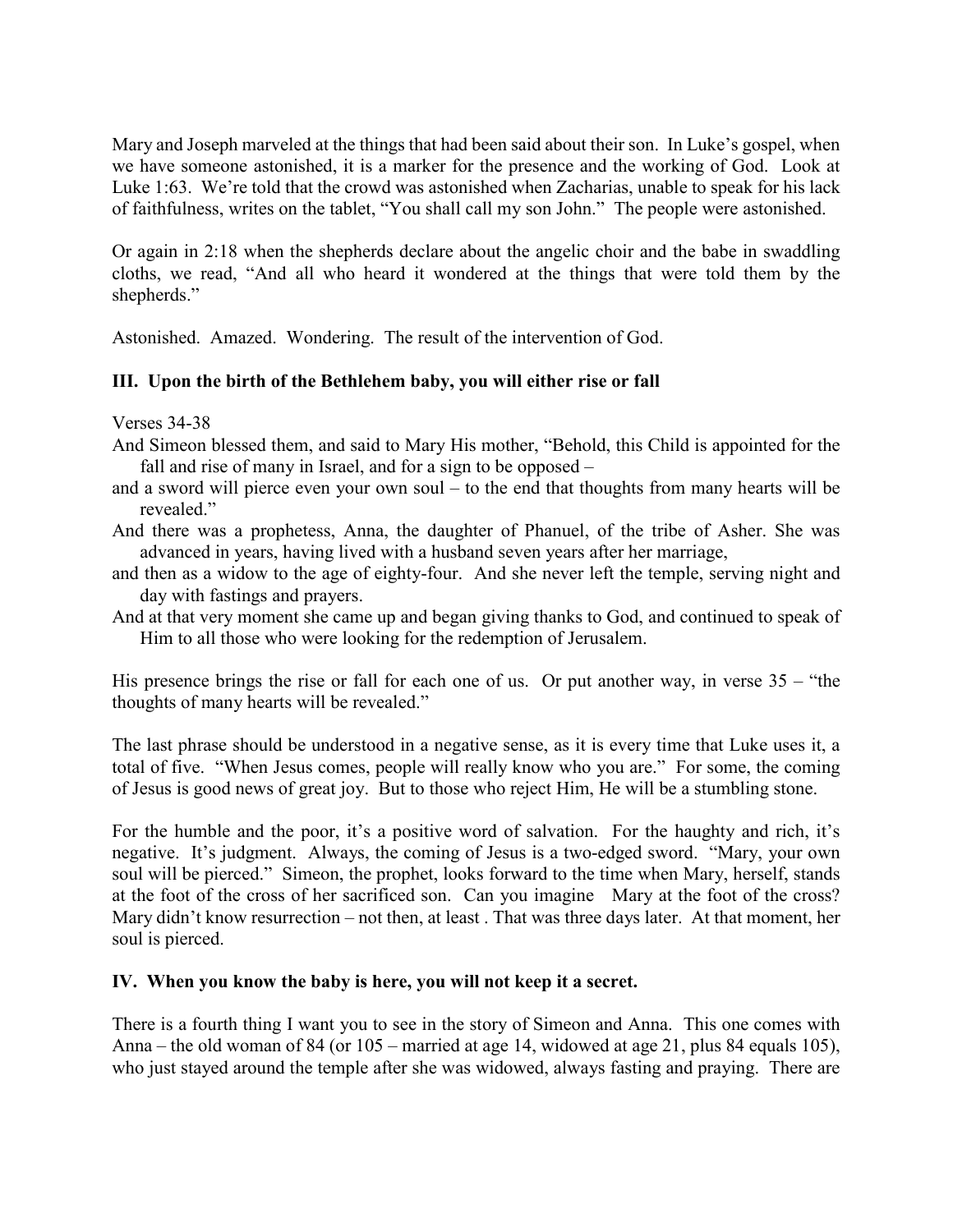Mary and Joseph marveled at the things that had been said about their son. In Luke's gospel, when we have someone astonished, it is a marker for the presence and the working of God. Look at Luke 1:63. We're told that the crowd was astonished when Zacharias, unable to speak for his lack of faithfulness, writes on the tablet, "You shall call my son John." The people were astonished.

Or again in 2:18 when the shepherds declare about the angelic choir and the babe in swaddling cloths, we read, "And all who heard it wondered at the things that were told them by the shepherds."

Astonished. Amazed. Wondering. The result of the intervention of God.

### III. Upon the birth of the Bethlehem baby, you will either rise or fall

Verses 34-38

And Simeon blessed them, and said to Mary His mother, "Behold, this Child is appointed for the fall and rise of many in Israel, and for a sign to be opposed –

and a sword will pierce even your own soul – to the end that thoughts from many hearts will be revealed."

And there was a prophetess, Anna, the daughter of Phanuel, of the tribe of Asher. She was advanced in years, having lived with a husband seven years after her marriage,

and then as a widow to the age of eighty-four. And she never left the temple, serving night and day with fastings and prayers.

And at that very moment she came up and began giving thanks to God, and continued to speak of Him to all those who were looking for the redemption of Jerusalem.

His presence brings the rise or fall for each one of us. Or put another way, in verse 35 – "the thoughts of many hearts will be revealed."

The last phrase should be understood in a negative sense, as it is every time that Luke uses it, a total of five. "When Jesus comes, people will really know who you are." For some, the coming of Jesus is good news of great joy. But to those who reject Him, He will be a stumbling stone.

For the humble and the poor, it's a positive word of salvation. For the haughty and rich, it's negative. It's judgment. Always, the coming of Jesus is a two-edged sword. "Mary, your own soul will be pierced." Simeon, the prophet, looks forward to the time when Mary, herself, stands at the foot of the cross of her sacrificed son. Can you imagine Mary at the foot of the cross? Mary didn't know resurrection – not then, at least . That was three days later. At that moment, her soul is pierced.

### IV. When you know the baby is here, you will not keep it a secret.

There is a fourth thing I want you to see in the story of Simeon and Anna. This one comes with Anna – the old woman of 84 (or 105 – married at age 14, widowed at age 21, plus 84 equals 105), who just stayed around the temple after she was widowed, always fasting and praying. There are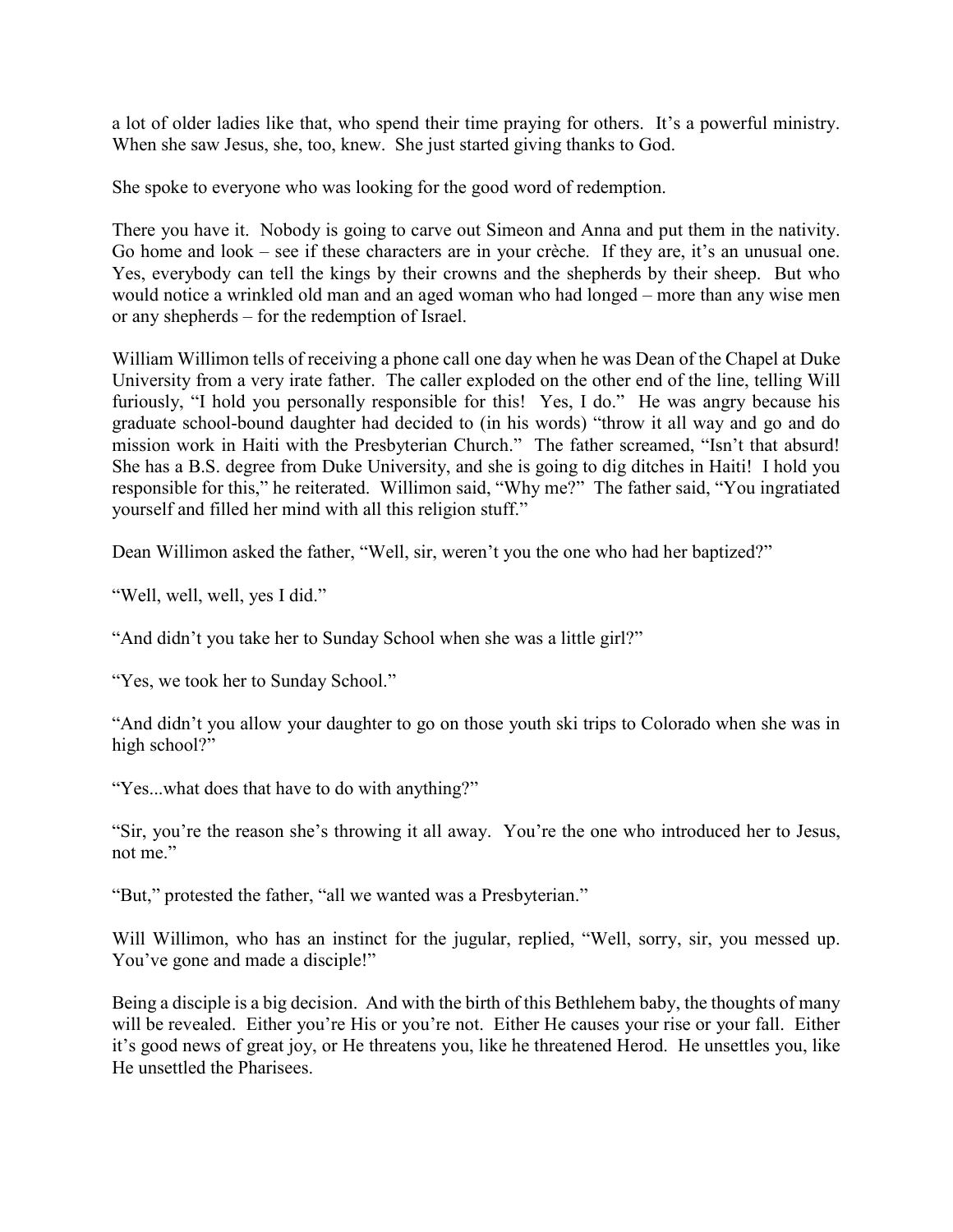a lot of older ladies like that, who spend their time praying for others. It's a powerful ministry. When she saw Jesus, she, too, knew. She just started giving thanks to God.

She spoke to everyone who was looking for the good word of redemption.

There you have it. Nobody is going to carve out Simeon and Anna and put them in the nativity. Go home and look – see if these characters are in your crèche. If they are, it's an unusual one. Yes, everybody can tell the kings by their crowns and the shepherds by their sheep. But who would notice a wrinkled old man and an aged woman who had longed – more than any wise men or any shepherds – for the redemption of Israel.

William Willimon tells of receiving a phone call one day when he was Dean of the Chapel at Duke University from a very irate father. The caller exploded on the other end of the line, telling Will furiously, "I hold you personally responsible for this! Yes, I do." He was angry because his graduate school-bound daughter had decided to (in his words) "throw it all way and go and do mission work in Haiti with the Presbyterian Church." The father screamed, "Isn't that absurd! She has a B.S. degree from Duke University, and she is going to dig ditches in Haiti! I hold you responsible for this," he reiterated. Willimon said, "Why me?" The father said, "You ingratiated yourself and filled her mind with all this religion stuff."

Dean Willimon asked the father, "Well, sir, weren't you the one who had her baptized?"

"Well, well, well, yes I did."

"And didn't you take her to Sunday School when she was a little girl?"

"Yes, we took her to Sunday School."

"And didn't you allow your daughter to go on those youth ski trips to Colorado when she was in high school?"

"Yes...what does that have to do with anything?"

"Sir, you're the reason she's throwing it all away. You're the one who introduced her to Jesus, not me."

"But," protested the father, "all we wanted was a Presbyterian."

Will Willimon, who has an instinct for the jugular, replied, "Well, sorry, sir, you messed up. You've gone and made a disciple!"

Being a disciple is a big decision. And with the birth of this Bethlehem baby, the thoughts of many will be revealed. Either you're His or you're not. Either He causes your rise or your fall. Either it's good news of great joy, or He threatens you, like he threatened Herod. He unsettles you, like He unsettled the Pharisees.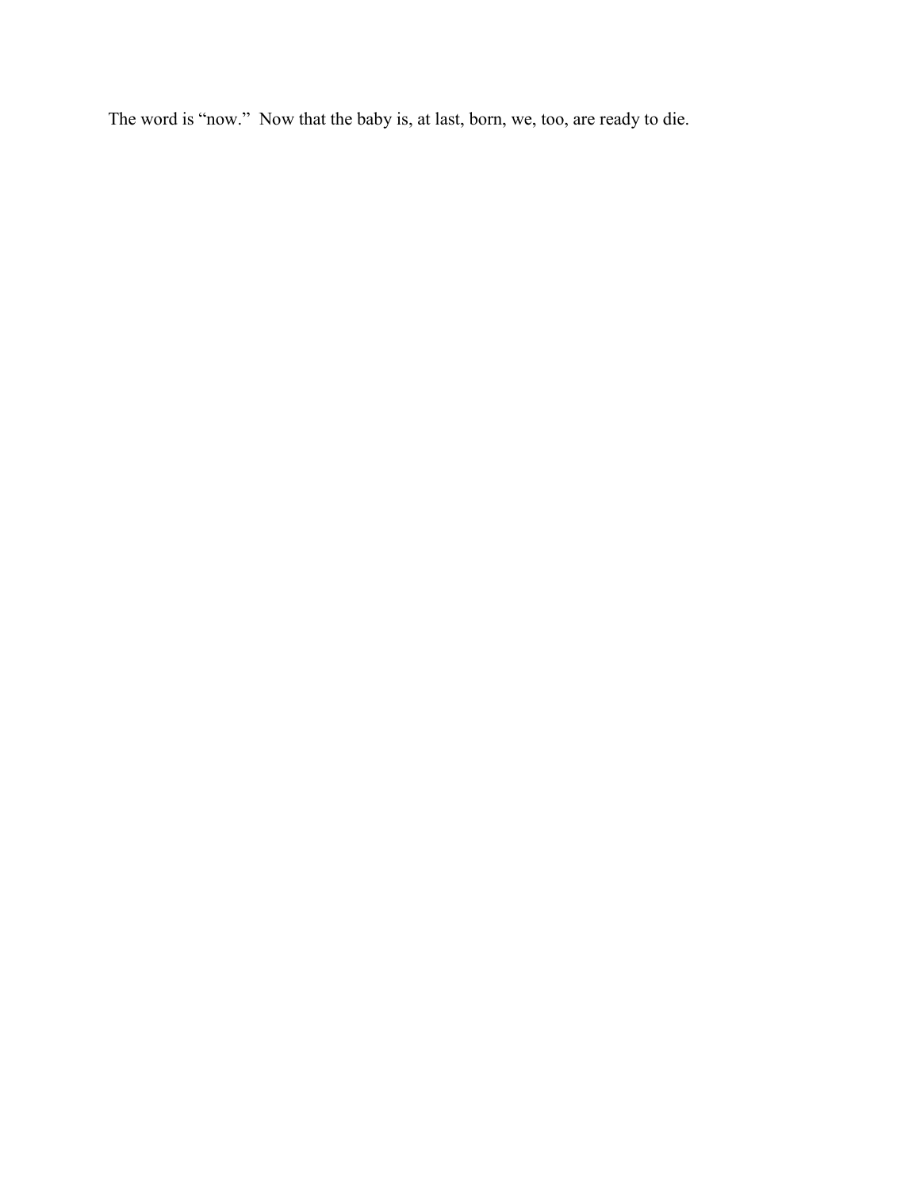The word is "now." Now that the baby is, at last, born, we, too, are ready to die.